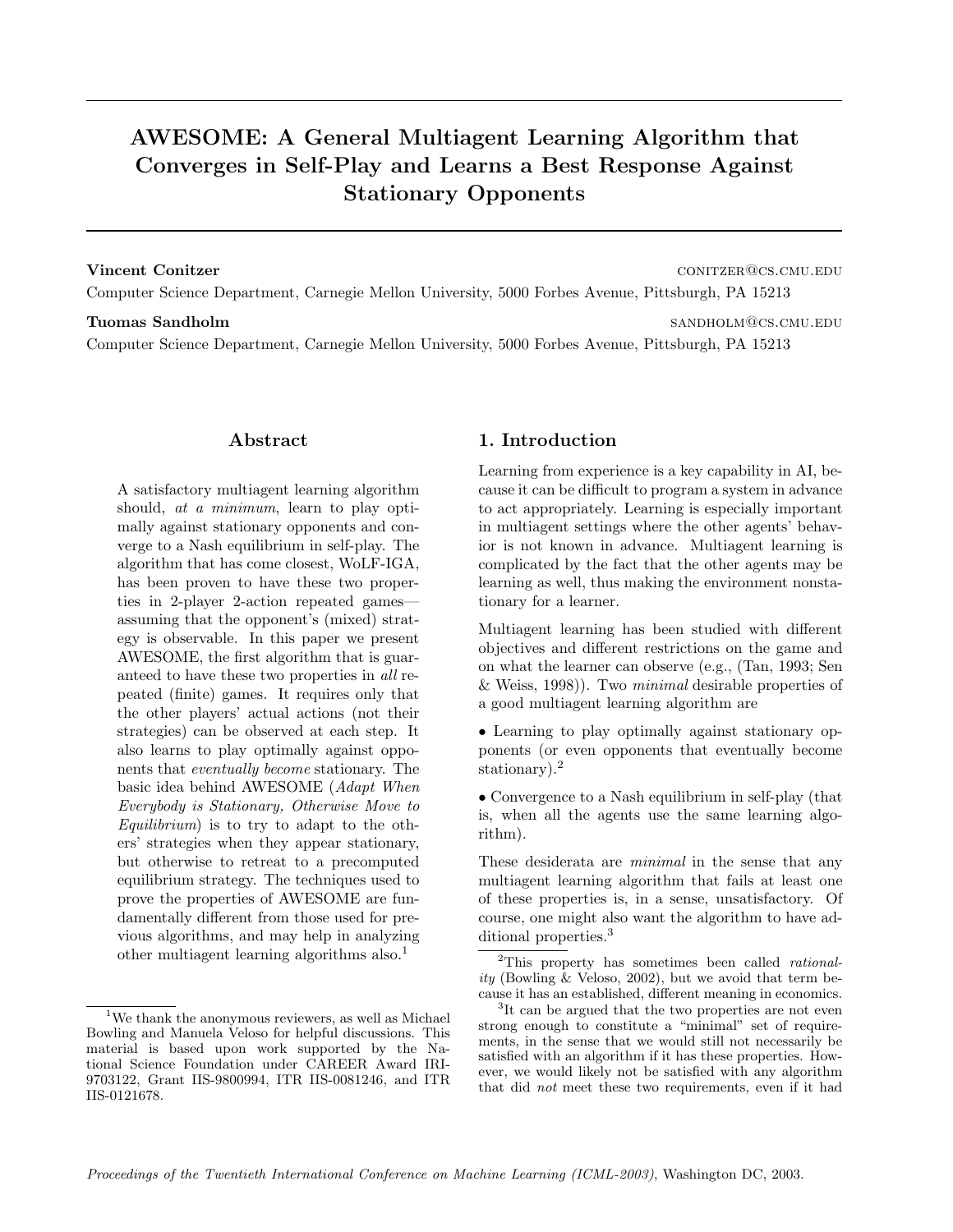# AWESOME: A General Multiagent Learning Algorithm that Converges in Self-Play and Learns a Best Response Against Stationary Opponents

**Vincent Conitzer** CONITZER@CS.CMU.EDU

Computer Science Department, Carnegie Mellon University, 5000 Forbes Avenue, Pittsburgh, PA 15213

**Tuomas Sandholm** SANDHOLM@CS.CMU.EDU

Computer Science Department, Carnegie Mellon University, 5000 Forbes Avenue, Pittsburgh, PA 15213

## Abstract

A satisfactory multiagent learning algorithm should, *at a minimum*, learn to play optimally against stationary opponents and converge to a Nash equilibrium in self-play. The algorithm that has come closest, WoLF-IGA, has been proven to have these two properties in 2-player 2-action repeated games—assuming that the opponent's (mixed) strategy is observable. In this paper we present AWESOME, the first algorithm that is guaranteed to have these two properties in *all* repeated (finite) games. It requires only that the other players' actual actions (not their strategies) can be observed at each step. It also learns to play optimally against opponents that *eventually become* stationary. The basic idea behind AWESOME (*Adapt When Everybody is Stationary, Otherwise Move to Equilibrium*) is to try to adapt to the others' strategies when they appear stationary, but otherwise to retreat to a precomputed equilibrium strategy. The techniques used to prove the properties of AWESOME are fundamentally different from those used for previous algorithms, and may help in analyzing other multiagent learning algorithms also.[1]

## 1. Introduction

Learning from experience is a key capability in AI, because it can be difficult to program a system in advance to act appropriately. Learning is especially important in multiagent settings where the other agents' behavior is not known in advance. Multiagent learning is complicated by the fact that the other agents may be learning as well, thus making the environment nonstationary for a learner.

Multiagent learning has been studied with different objectives and different restrictions on the game and on what the learner can observe (e.g., (Tan, 1993; Sen & Weiss, 1998)). Two *minimal* desirable properties of a good multiagent learning algorithm are

- Learning to play optimally against stationary opponents (or even opponents that eventually become stationary).[2]

- Convergence to a Nash equilibrium in self-play (that is, when all the agents use the same learning algorithm).

These desiderata are *minimal* in the sense that any multiagent learning algorithm that fails at least one of these properties is, in a sense, unsatisfactory. Of course, one might also want the algorithm to have additional properties.[3]

[1] We thank the anonymous reviewers, as well as Michael Bowling and Manuela Veloso for helpful discussions. This material is based upon work supported by the National Science Foundation under CAREER Award IRI-9703122, Grant IIS-9800994, ITR IIS-0081246, and ITR IIS-0121678.

[2] This property has sometimes been called *rationality* (Bowling & Veloso, 2002), but we avoid that term because it has an established, different meaning in economics.

[3] It can be argued that the two properties are not even strong enough to constitute a "minimal" set of requirements, in the sense that we would still not necessarily be satisfied with an algorithm if it has these properties. However, we would likely not be satisfied with any algorithm that did *not* meet these two requirements, even if it had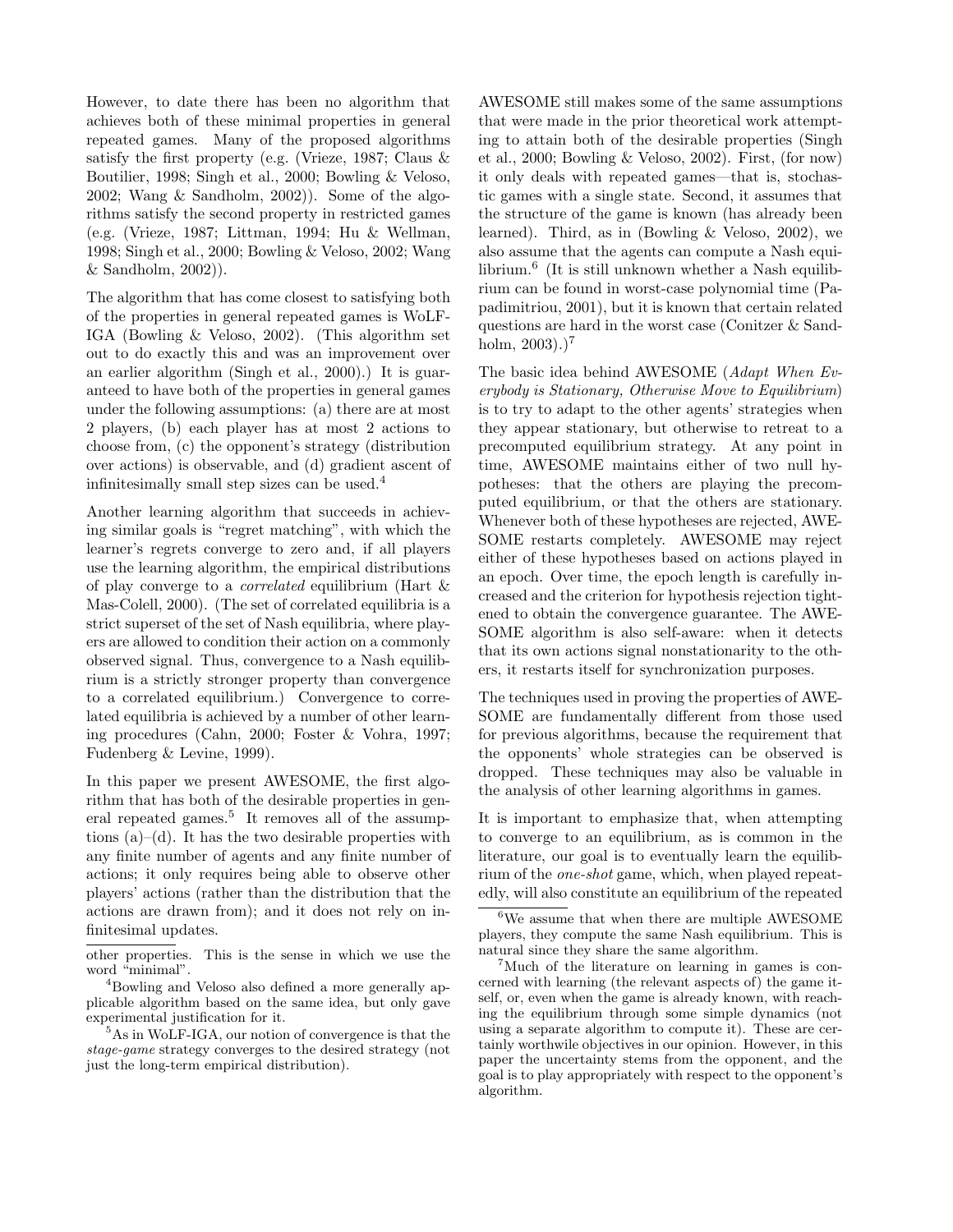However, to date there has been no algorithm that achieves both of these minimal properties in general repeated games. Many of the proposed algorithms satisfy the first property (e.g. (Vrieze, 1987; Claus & Boutilier, 1998; Singh et al., 2000; Bowling & Veloso, 2002; Wang & Sandholm, 2002)). Some of the algorithms satisfy the second property in restricted games (e.g. (Vrieze, 1987; Littman, 1994; Hu & Wellman, 1998; Singh et al., 2000; Bowling & Veloso, 2002; Wang & Sandholm, 2002)).

The algorithm that has come closest to satisfying both of the properties in general repeated games is WoLF-IGA (Bowling & Veloso, 2002). (This algorithm set out to do exactly this and was an improvement over an earlier algorithm (Singh et al., 2000).) It is guaranteed to have both of the properties in general games under the following assumptions: (a) there are at most 2 players, (b) each player has at most 2 actions to choose from, (c) the opponent's strategy (distribution over actions) is observable, and (d) gradient ascent of infinitesimally small step sizes can be used.[4]

Another learning algorithm that succeeds in achieving similar goals is "regret matching", with which the learner's regrets converge to zero and, if all players use the learning algorithm, the empirical distributions of play converge to a *correlated* equilibrium (Hart & Mas-Colell, 2000). (The set of correlated equilibria is a strict superset of the set of Nash equilibria, where players are allowed to condition their action on a commonly observed signal. Thus, convergence to a Nash equilibrium is a strictly stronger property than convergence to a correlated equilibrium.) Convergence to correlated equilibria is achieved by a number of other learning procedures (Cahn, 2000; Foster & Vohra, 1997; Fudenberg & Levine, 1999).

In this paper we present AWESOME, the first algorithm that has both of the desirable properties in general repeated games.[5] It removes all of the assumptions (a)–(d). It has the two desirable properties with any finite number of agents and any finite number of actions; it only requires being able to observe other players' actions (rather than the distribution that the actions are drawn from); and it does not rely on infinitesimal updates.

AWESOME still makes some of the same assumptions that were made in the prior theoretical work attempting to attain both of the desirable properties (Singh et al., 2000; Bowling & Veloso, 2002). First, (for now) it only deals with repeated games—that is, stochastic games with a single state. Second, it assumes that the structure of the game is known (has already been learned). Third, as in (Bowling & Veloso, 2002), we also assume that the agents can compute a Nash equilibrium.[6] (It is still unknown whether a Nash equilibrium can be found in worst-case polynomial time (Papadimitriou, 2001), but it is known that certain related questions are hard in the worst case (Conitzer & Sandholm, 2003).)[7]

The basic idea behind AWESOME (*Adapt When Everybody is Stationary, Otherwise Move to Equilibrium*) is to try to adapt to the other agents' strategies when they appear stationary, but otherwise to retreat to a precomputed equilibrium strategy. At any point in time, AWESOME maintains either of two null hypotheses: that the others are playing the precomputed equilibrium, or that the others are stationary. Whenever both of these hypotheses are rejected, AWESOME restarts completely. AWESOME may reject either of these hypotheses based on actions played in an epoch. Over time, the epoch length is carefully increased and the criterion for hypothesis rejection tightened to obtain the convergence guarantee. The AWESOME algorithm is also self-aware: when it detects that its own actions signal nonstationarity to the others, it restarts itself for synchronization purposes.

The techniques used in proving the properties of AWESOME are fundamentally different from those used for previous algorithms, because the requirement that the opponents' whole strategies can be observed is dropped. These techniques may also be valuable in the analysis of other learning algorithms in games.

It is important to emphasize that, when attempting to converge to an equilibrium, as is common in the literature, our goal is to eventually learn the equilibrium of the *one-shot* game, which, when played repeatedly, will also constitute an equilibrium of the repeated

---

other properties. This is the sense in which we use the word "minimal".

[4] Bowling and Veloso also defined a more generally applicable algorithm based on the same idea, but only gave experimental justification for it.

[5] As in WoLF-IGA, our notion of convergence is that the *stage-game* strategy converges to the desired strategy (not just the long-term empirical distribution).

[6] We assume that when there are multiple AWESOME players, they compute the same Nash equilibrium. This is natural since they share the same algorithm.

[7] Much of the literature on learning in games is concerned with learning (the relevant aspects of) the game itself, or, even when the game is already known, with reaching the equilibrium through some simple dynamics (not using a separate algorithm to compute it). These are certainly worthwile objectives in our opinion. However, in this paper the uncertainty stems from the opponent, and the goal is to play appropriately with respect to the opponent's algorithm.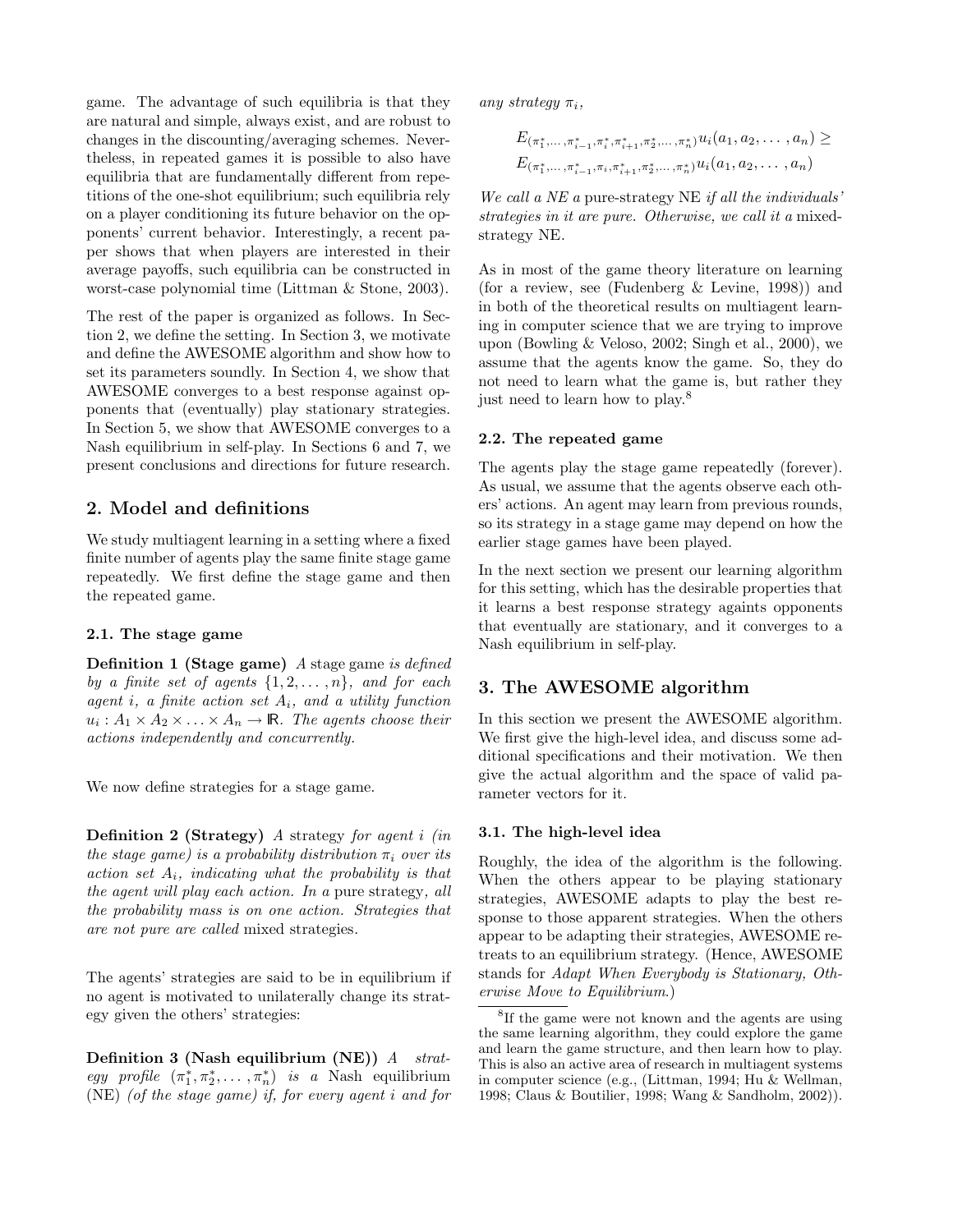game. The advantage of such equilibria is that they are natural and simple, always exist, and are robust to changes in the discounting/averaging schemes. Nevertheless, in repeated games it is possible to also have equilibria that are fundamentally different from repetitions of the one-shot equilibrium; such equilibria rely on a player conditioning its future behavior on the opponents' current behavior. Interestingly, a recent paper shows that when players are interested in their average payoffs, such equilibria can be constructed in worst-case polynomial time (Littman & Stone, 2003).

The rest of the paper is organized as follows. In Section 2, we define the setting. In Section 3, we motivate and define the AWESOME algorithm and show how to set its parameters soundly. In Section 4, we show that AWESOME converges to a best response against opponents that (eventually) play stationary strategies. In Section 5, we show that AWESOME converges to a Nash equilibrium in self-play. In Sections 6 and 7, we present conclusions and directions for future research.

## 2. Model and definitions

We study multiagent learning in a setting where a fixed finite number of agents play the same finite stage game repeatedly. We first define the stage game and then the repeated game.

### 2.1. The stage game

**Definition 1 (Stage game)** *A* stage game *is defined by a finite set of agents $\{1, 2, \ldots, n\}$, and for each agent $i$, a finite action set $A_i$, and a utility function $u_i : A_1 \times A_2 \times \ldots \times A_n \to \mathbb{R}$. The agents choose their actions independently and concurrently.*

We now define strategies for a stage game.

**Definition 2 (Strategy)** *A* strategy *for agent $i$ (in the stage game) is a probability distribution $\pi_i$ over its action set $A_i$, indicating what the probability is that the agent will play each action. In a* pure strategy*, all the probability mass is on one action. Strategies that are not pure are called* mixed strategies.

The agents' strategies are said to be in equilibrium if no agent is motivated to unilaterally change its strategy given the others' strategies:

**Definition 3 (Nash equilibrium (NE))** *A strategy profile $(\pi_1^*, \pi_2^*, \ldots, \pi_n^*)$ is a* Nash equilibrium *(NE) (of the stage game) if, for every agent $i$ and for any strategy $\pi_i$,*

$$E_{(\pi_1^*, \ldots, \pi_{i-1}^*, \pi_i^*, \pi_{i+1}^*, \pi_2^*, \ldots, \pi_n^*)} u_i(a_1, a_2, \ldots, a_n) \geq$$
$$E_{(\pi_1^*, \ldots, \pi_{i-1}^*, \pi_i, \pi_{i+1}^*, \pi_2^*, \ldots, \pi_n^*)} u_i(a_1, a_2, \ldots, a_n)$$

*We call a NE a* pure-strategy NE *if all the individuals' strategies in it are pure. Otherwise, we call it a* mixed-strategy NE.

As in most of the game theory literature on learning (for a review, see (Fudenberg & Levine, 1998)) and in both of the theoretical results on multiagent learning in computer science that we are trying to improve upon (Bowling & Veloso, 2002; Singh et al., 2000), we assume that the agents know the game. So, they do not need to learn what the game is, but rather they just need to learn how to play.[8]

### 2.2. The repeated game

The agents play the stage game repeatedly (forever). As usual, we assume that the agents observe each others' actions. An agent may learn from previous rounds, so its strategy in a stage game may depend on how the earlier stage games have been played.

In the next section we present our learning algorithm for this setting, which has the desirable properties that it learns a best response strategy againts opponents that eventually are stationary, and it converges to a Nash equilibrium in self-play.

## 3. The AWESOME algorithm

In this section we present the AWESOME algorithm. We first give the high-level idea, and discuss some additional specifications and their motivation. We then give the actual algorithm and the space of valid parameter vectors for it.

### 3.1. The high-level idea

Roughly, the idea of the algorithm is the following. When the others appear to be playing stationary strategies, AWESOME adapts to play the best response to those apparent strategies. When the others appear to be adapting their strategies, AWESOME retreats to an equilibrium strategy. (Hence, AWESOME stands for *Adapt When Everybody is Stationary, Otherwise Move to Equilibrium*.)

[8] If the game were not known and the agents are using the same learning algorithm, they could explore the game and learn the game structure, and then learn how to play. This is also an active area of research in multiagent systems in computer science (e.g., (Littman, 1994; Hu & Wellman, 1998; Claus & Boutilier, 1998; Wang & Sandholm, 2002)).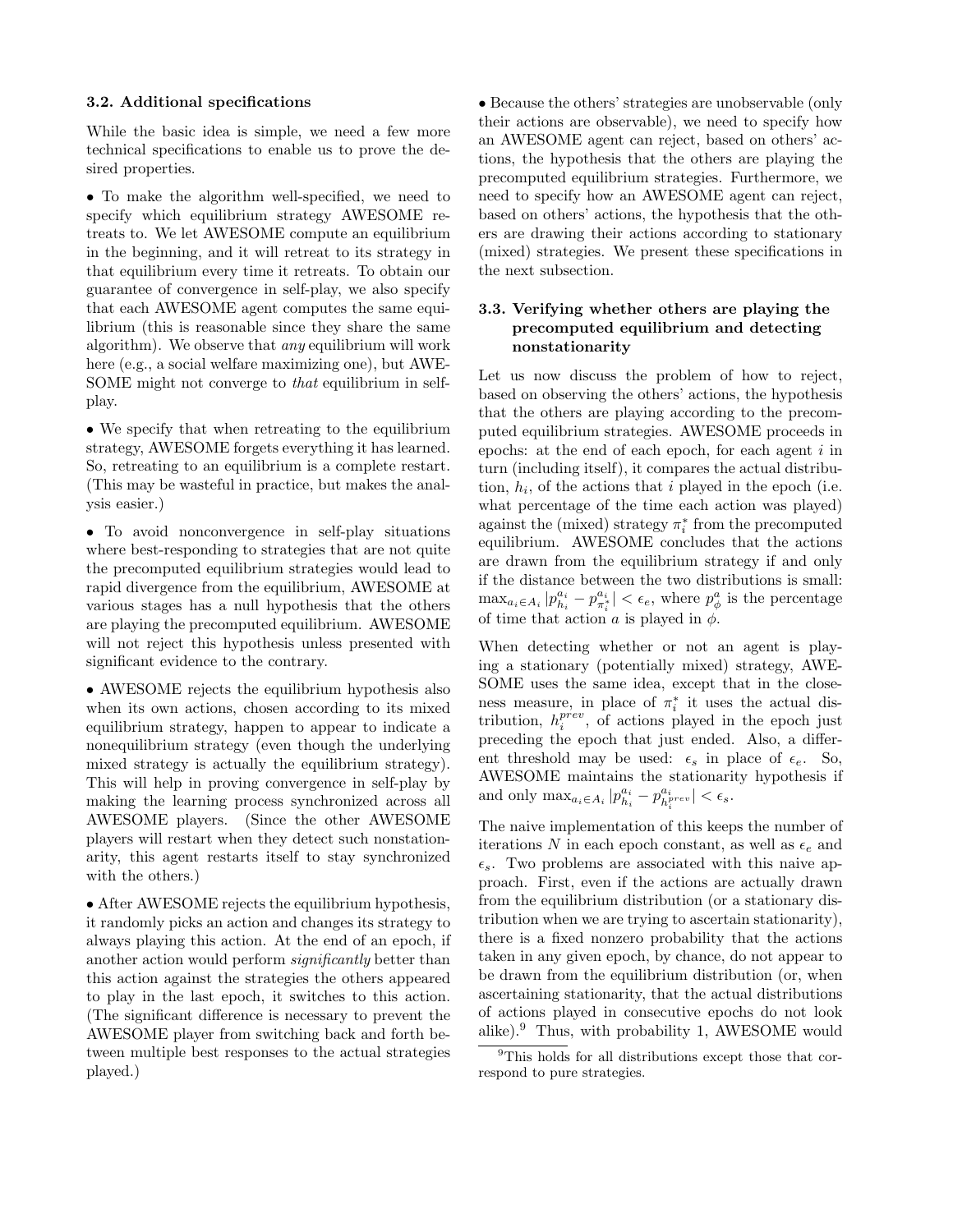### 3.2. Additional specifications

While the basic idea is simple, we need a few more technical specifications to enable us to prove the desired properties.

• To make the algorithm well-specified, we need to specify which equilibrium strategy AWESOME retreats to. We let AWESOME compute an equilibrium in the beginning, and it will retreat to its strategy in that equilibrium every time it retreats. To obtain our guarantee of convergence in self-play, we also specify that each AWESOME agent computes the same equilibrium (this is reasonable since they share the same algorithm). We observe that *any* equilibrium will work here (e.g., a social welfare maximizing one), but AWESOME might not converge to *that* equilibrium in self-play.

• We specify that when retreating to the equilibrium strategy, AWESOME forgets everything it has learned. So, retreating to an equilibrium is a complete restart. (This may be wasteful in practice, but makes the analysis easier.)

• To avoid nonconvergence in self-play situations where best-responding to strategies that are not quite the precomputed equilibrium strategies would lead to rapid divergence from the equilibrium, AWESOME at various stages has a null hypothesis that the others are playing the precomputed equilibrium. AWESOME will not reject this hypothesis unless presented with significant evidence to the contrary.

• AWESOME rejects the equilibrium hypothesis also when its own actions, chosen according to its mixed equilibrium strategy, happen to appear to indicate a nonequilibrium strategy (even though the underlying mixed strategy is actually the equilibrium strategy). This will help in proving convergence in self-play by making the learning process synchronized across all AWESOME players. (Since the other AWESOME players will restart when they detect such nonstationarity, this agent restarts itself to stay synchronized with the others.)

• After AWESOME rejects the equilibrium hypothesis, it randomly picks an action and changes its strategy to always playing this action. At the end of an epoch, if another action would perform *significantly* better than this action against the strategies the others appeared to play in the last epoch, it switches to this action. (The significant difference is necessary to prevent the AWESOME player from switching back and forth between multiple best responses to the actual strategies played.)

• Because the others' strategies are unobservable (only their actions are observable), we need to specify how an AWESOME agent can reject, based on others' actions, the hypothesis that the others are playing the precomputed equilibrium strategies. Furthermore, we need to specify how an AWESOME agent can reject, based on others' actions, the hypothesis that the others are drawing their actions according to stationary (mixed) strategies. We present these specifications in the next subsection.

### 3.3. Verifying whether others are playing the precomputed equilibrium and detecting nonstationarity

Let us now discuss the problem of how to reject, based on observing the others' actions, the hypothesis that the others are playing according to the precomputed equilibrium strategies. AWESOME proceeds in epochs: at the end of each epoch, for each agent $i$ in turn (including itself), it compares the actual distribution, $h_i$, of the actions that $i$ played in the epoch (i.e. what percentage of the time each action was played) against the (mixed) strategy $\pi_i^*$ from the precomputed equilibrium. AWESOME concludes that the actions are drawn from the equilibrium strategy if and only if the distance between the two distributions is small: $\max_{a_i \in A_i} |p_{h_i}^{a_i} - p_{\pi_i^*}^{a_i}| < \epsilon_e$, where $p_\phi^a$ is the percentage of time that action $a$ is played in $\phi$.

When detecting whether or not an agent is playing a stationary (potentially mixed) strategy, AWESOME uses the same idea, except that in the closeness measure, in place of $\pi_i^*$ it uses the actual distribution, $h_i^{prev}$, of actions played in the epoch just preceding the epoch that just ended. Also, a different threshold may be used: $\epsilon_s$ in place of $\epsilon_e$. So, AWESOME maintains the stationarity hypothesis if and only $\max_{a_i \in A_i} |p_{h_i}^{a_i} - p_{h_i^{prev}}^{a_i}| < \epsilon_s$.

The naive implementation of this keeps the number of iterations $N$ in each epoch constant, as well as $\epsilon_e$ and $\epsilon_s$. Two problems are associated with this naive approach. First, even if the actions are actually drawn from the equilibrium distribution (or a stationary distribution when we are trying to ascertain stationarity), there is a fixed nonzero probability that the actions taken in any given epoch, by chance, do not appear to be drawn from the equilibrium distribution (or, when ascertaining stationarity, that the actual distributions of actions played in consecutive epochs do not look alike).[9] Thus, with probability 1, AWESOME would

[9] This holds for all distributions except those that correspond to pure strategies.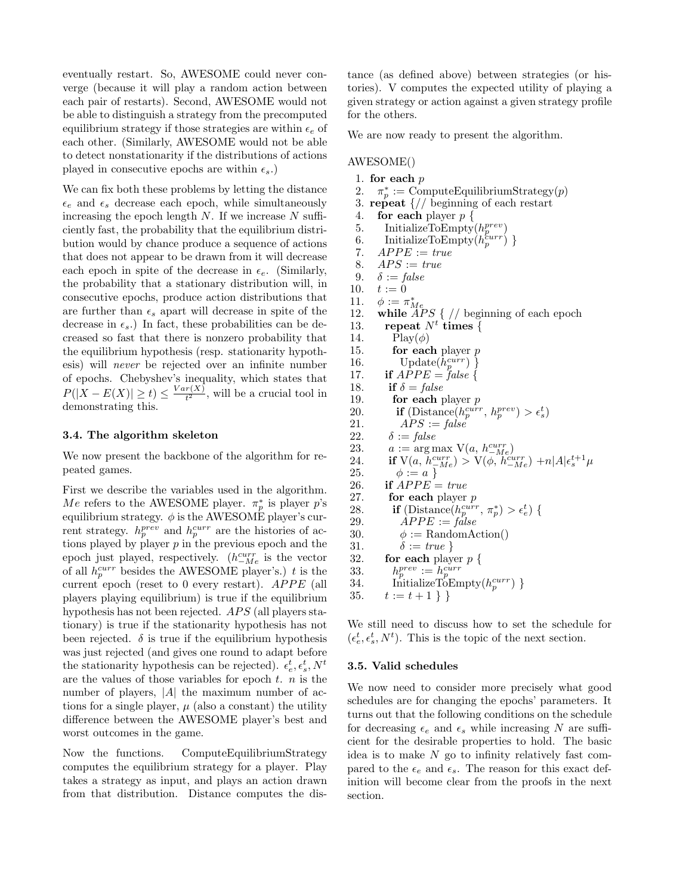eventually restart. So, AWESOME could never converge (because it will play a random action between each pair of restarts). Second, AWESOME would not be able to distinguish a strategy from the precomputed equilibrium strategy if those strategies are within $\epsilon_e$ of each other. (Similarly, AWESOME would not be able to detect nonstationarity if the distributions of actions played in consecutive epochs are within $\epsilon_s$.)

We can fix both these problems by letting the distance $\epsilon_e$ and $\epsilon_s$ decrease each epoch, while simultaneously increasing the epoch length $N$. If we increase $N$ sufficiently fast, the probability that the equilibrium distribution would by chance produce a sequence of actions that does not appear to be drawn from it will decrease each epoch in spite of the decrease in $\epsilon_e$. (Similarly, the probability that a stationary distribution will, in consecutive epochs, produce action distributions that are further than $\epsilon_s$ apart will decrease in spite of the decrease in $\epsilon_s$.) In fact, these probabilities can be decreased so fast that there is nonzero probability that the equilibrium hypothesis (resp. stationarity hypothesis) will *never* be rejected over an infinite number of epochs. Chebyshev's inequality, which states that $P(|X - E(X)| \geq t) \leq \frac{Var(X)}{t^2}$, will be a crucial tool in demonstrating this.

### 3.4. The algorithm skeleton

We now present the backbone of the algorithm for repeated games.

First we describe the variables used in the algorithm. $Me$ refers to the AWESOME player. $\pi_p^*$ is player $p$'s equilibrium strategy. $\phi$ is the AWESOME player's current strategy. $h_p^{prev}$ and $h_p^{curr}$ are the histories of actions played by player $p$ in the previous epoch and the epoch just played, respectively. ($h_{-Me}^{curr}$ is the vector of all $h_p^{curr}$ besides the AWESOME player's.) $t$ is the current epoch (reset to 0 every restart). $APPE$ (all players playing equilibrium) is true if the equilibrium hypothesis has not been rejected. $APS$ (all players stationary) is true if the stationarity hypothesis has not been rejected. $\delta$ is true if the equilibrium hypothesis was just rejected (and gives one round to adapt before the stationarity hypothesis can be rejected). $\epsilon_e^t, \epsilon_s^t, N^t$ are the values of those variables for epoch $t$. $n$ is the number of players, $|A|$ the maximum number of actions for a single player, $\mu$ (also a constant) the utility difference between the AWESOME player's best and worst outcomes in the game.

Now the functions. ComputeEquilibriumStrategy computes the equilibrium strategy for a player. Play takes a strategy as input, and plays an action drawn from that distribution. Distance computes the distance (as defined above) between strategies (or histories). V computes the expected utility of playing a given strategy or action against a given strategy profile for the others.

We are now ready to present the algorithm.

```
AWESOME()
 1. for each p
 2.   π*_p := ComputeEquilibriumStrategy(p)
 3. repeat {// beginning of each restart
 4.   for each player p {
 5.     InitializeToEmpty(h^prev_p)
 6.     InitializeToEmpty(h^curr_p) }
 7.   APPE := true
 8.   APS := true
 9.   δ := false
10.   t := 0
11.   φ := π*_Me
12.   while APS { // beginning of each epoch
13.     repeat N^t times {
14.       Play(φ)
15.       for each player p
16.         Update(h^curr_p) }
17.     if APPE = false {
18.       if δ = false
19.         for each player p
20.           if (Distance(h^curr_p, h^prev_p) > ε^t_s)
21.             APS := false
22.       δ := false
23.       a := arg max V(a, h^curr_{-Me})
24.       if V(a, h^curr_{-Me}) > V(φ, h^curr_{-Me}) +n|A|ε^{t+1}_s μ
25.         φ := a }
26.     if APPE = true
27.       for each player p
28.         if (Distance(h^curr_p, π*_p) > ε^t_e) {
29.           APPE := false
30.           φ := RandomAction()
31.           δ := true }
32.     for each player p {
33.       h^prev_p := h^curr_p
34.       InitializeToEmpty(h^curr_p) }
35.     t := t + 1 } }
```

We still need to discuss how to set the schedule for $(\epsilon_e^t, \epsilon_s^t, N^t)$. This is the topic of the next section.

### 3.5. Valid schedules

We now need to consider more precisely what good schedules are for changing the epochs' parameters. It turns out that the following conditions on the schedule for decreasing $\epsilon_e$ and $\epsilon_s$ while increasing $N$ are sufficient for the desirable properties to hold. The basic idea is to make $N$ go to infinity relatively fast compared to the $\epsilon_e$ and $\epsilon_s$. The reason for this exact definition will become clear from the proofs in the next section.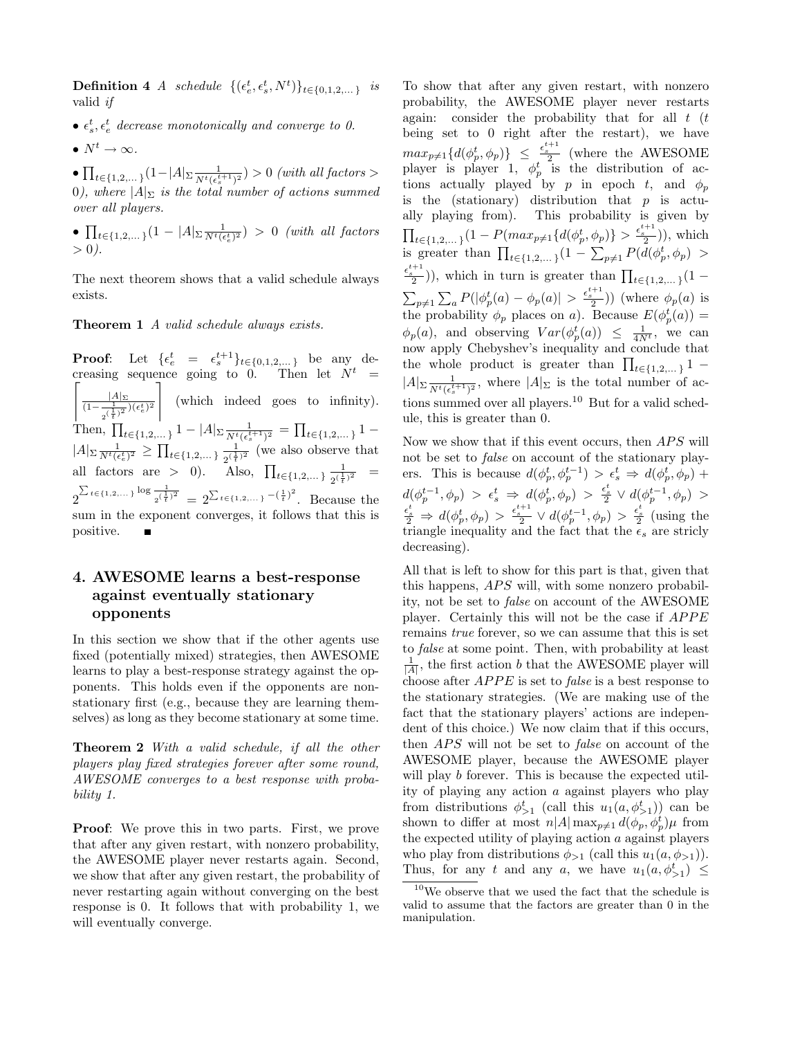**Definition 4** *A schedule $\{(\epsilon_e^t, \epsilon_s^t, N^t)\}_{t \in \{0,1,2,\dots\}}$ is* valid *if*

- *$\epsilon_s^t, \epsilon_e^t$ decrease monotonically and converge to 0.*
- *$N^t \to \infty$.*
- *$\prod_{t \in \{1,2,\dots\}}(1 - |A|_\Sigma \frac{1}{N^t (\epsilon_s^{t+1})^2}) > 0$ (with all factors $> 0$), where $|A|_\Sigma$ is the total number of actions summed over all players.*
- *$\prod_{t \in \{1,2,\dots\}}(1 - |A|_\Sigma \frac{1}{N^t (\epsilon_e^t)^2}) > 0$ (with all factors $> 0$).*

The next theorem shows that a valid schedule always exists.

**Theorem 1** *A valid schedule always exists.*

**Proof**: Let $\{\epsilon_e^t = \epsilon_s^{t+1}\}_{t \in \{0,1,2,\dots\}}$ be any decreasing sequence going to 0. Then let $N^t = \left\lceil \frac{|A|_\Sigma}{(1 - \frac{1}{2^{(\frac{1}{t})^2}})(\epsilon_e^t)^2} \right\rceil$ (which indeed goes to infinity). Then, $\prod_{t \in \{1,2,\dots\}} 1 - |A|_\Sigma \frac{1}{N^t (\epsilon_s^{t+1})^2} = \prod_{t \in \{1,2,\dots\}} 1 - |A|_\Sigma \frac{1}{N^t (\epsilon_e^t)^2} \geq \prod_{t \in \{1,2,\dots\}} \frac{1}{2^{(\frac{1}{t})^2}}$ (we also observe that all factors are $> 0$). Also, $\prod_{t \in \{1,2,\dots\}} \frac{1}{2^{(\frac{1}{t})^2}} = 2^{\sum_{t \in \{1,2,\dots\}} \log \frac{1}{2^{(\frac{1}{t})^2}}} = 2^{\sum_{t \in \{1,2,\dots\}} -(\frac{1}{t})^2}$. Because the sum in the exponent converges, it follows that this is positive. ■

## 4. AWESOME learns a best-response against eventually stationary opponents

In this section we show that if the other agents use fixed (potentially mixed) strategies, then AWESOME learns to play a best-response strategy against the opponents. This holds even if the opponents are nonstationary first (e.g., because they are learning themselves) as long as they become stationary at some time.

**Theorem 2** *With a valid schedule, if all the other players play fixed strategies forever after some round, AWESOME converges to a best response with probability 1.*

**Proof**: We prove this in two parts. First, we prove that after any given restart, with nonzero probability, the AWESOME player never restarts again. Second, we show that after any given restart, the probability of never restarting again without converging on the best response is 0. It follows that with probability 1, we will eventually converge.

To show that after any given restart, with nonzero probability, the AWESOME player never restarts again: consider the probability that for all $t$ ($t$ being set to 0 right after the restart), we have $max_{p \neq 1}\{d(\phi_p^t, \phi_p)\} \leq \frac{\epsilon_s^{t+1}}{2}$ (where the AWESOME player is player 1, $\phi_p^t$ is the distribution of actions actually played by $p$ in epoch $t$, and $\phi_p$ is the (stationary) distribution that $p$ is actually playing from). This probability is given by $\prod_{t \in \{1,2,\dots\}}(1 - P(max_{p \neq 1}\{d(\phi_p^t, \phi_p)\} > \frac{\epsilon_s^{t+1}}{2}))$, which is greater than $\prod_{t \in \{1,2,\dots\}}(1 - \sum_{p \neq 1} P(d(\phi_p^t, \phi_p) > \frac{\epsilon_s^{t+1}}{2}))$, which in turn is greater than $\prod_{t \in \{1,2,\dots\}}(1 - \sum_{p \neq 1} \sum_a P(|\phi_p^t(a) - \phi_p(a)| > \frac{\epsilon_s^{t+1}}{2}))$ (where $\phi_p(a)$ is the probability $\phi_p$ places on $a$). Because $E(\phi_p^t(a)) = \phi_p(a)$, and observing $Var(\phi_p^t(a)) \leq \frac{1}{4N^t}$, we can now apply Chebyshev's inequality and conclude that the whole product is greater than $\prod_{t \in \{1,2,\dots\}} 1 - |A|_\Sigma \frac{1}{N^t (\epsilon_s^{t+1})^2}$, where $|A|_\Sigma$ is the total number of actions summed over all players.[10] But for a valid schedule, this is greater than 0.

Now we show that if this event occurs, then $APS$ will not be set to *false* on account of the stationary players. This is because $d(\phi_p^t, \phi_p^{t-1}) > \epsilon_s^t \Rightarrow d(\phi_p^t, \phi_p) + d(\phi_p^{t-1}, \phi_p) > \epsilon_s^t \Rightarrow d(\phi_p^t, \phi_p) > \frac{\epsilon_s^t}{2} \vee d(\phi_p^{t-1}, \phi_p) > \frac{\epsilon_s^t}{2} \Rightarrow d(\phi_p^t, \phi_p) > \frac{\epsilon_s^{t+1}}{2} \vee d(\phi_p^{t-1}, \phi_p) > \frac{\epsilon_s^t}{2}$ (using the triangle inequality and the fact that the $\epsilon_s$ are stricly decreasing).

All that is left to show for this part is that, given that this happens, $APS$ will, with some nonzero probability, not be set to *false* on account of the AWESOME player. Certainly this will not be the case if $APPE$ remains *true* forever, so we can assume that this is set to *false* at some point. Then, with probability at least $\frac{1}{|A|}$, the first action $b$ that the AWESOME player will choose after $APPE$ is set to *false* is a best response to the stationary strategies. (We are making use of the fact that the stationary players' actions are independent of this choice.) We now claim that if this occurs, then $APS$ will not be set to *false* on account of the AWESOME player, because the AWESOME player will play $b$ forever. This is because the expected utility of playing any action $a$ against players who play from distributions $\phi_{>1}^t$ (call this $u_1(a, \phi_{>1}^t)$) can be shown to differ at most $n|A| \max_{p \neq 1} d(\phi_p, \phi_p^t)\mu$ from the expected utility of playing action $a$ against players who play from distributions $\phi_{>1}$ (call this $u_1(a, \phi_{>1})$). Thus, for any $t$ and any $a$, we have $u_1(a, \phi_{>1}^t) \leq$

[10] We observe that we used the fact that the schedule is valid to assume that the factors are greater than 0 in the manipulation.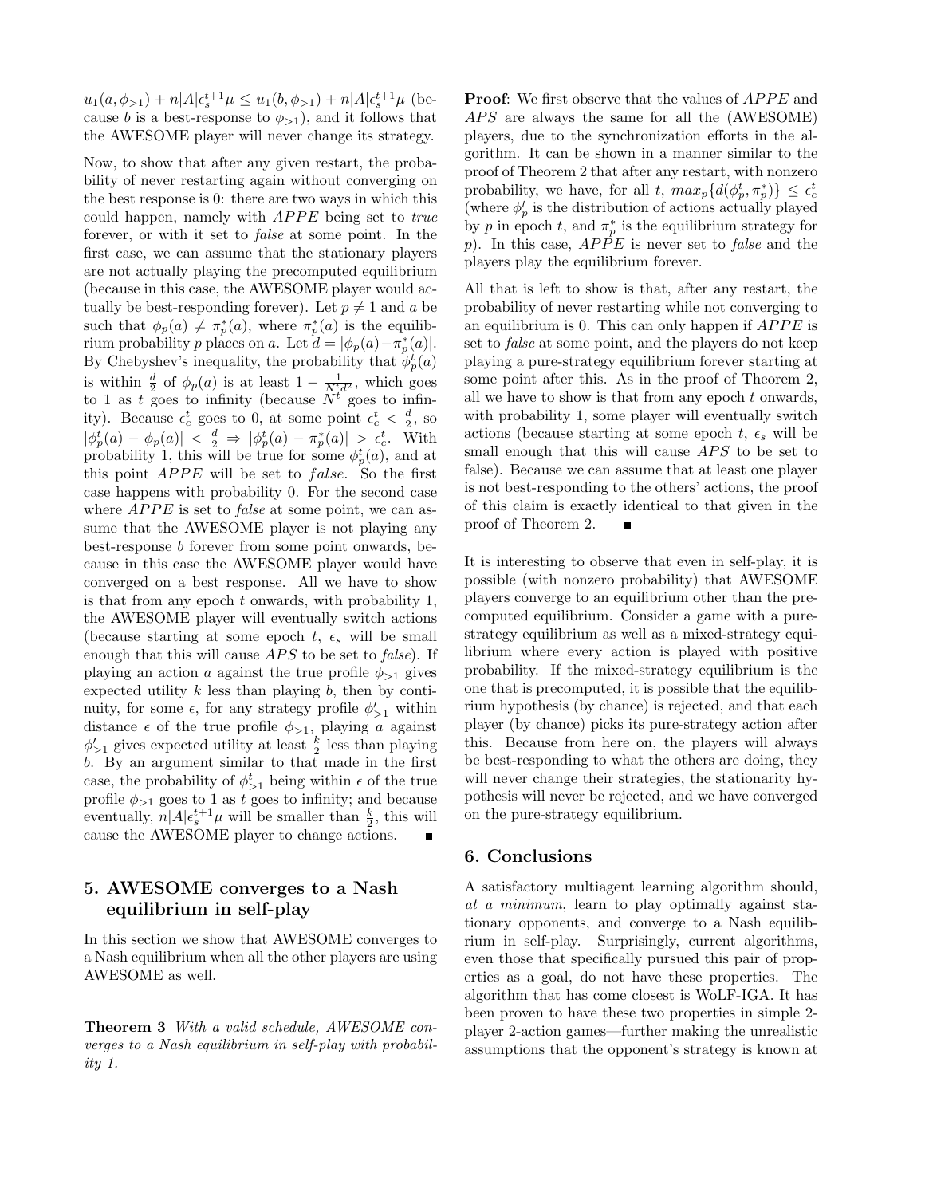$u_1(a, \phi_{>1}) + n|A|\epsilon_s^{t+1}\mu \leq u_1(b, \phi_{>1}) + n|A|\epsilon_s^{t+1}\mu$ (because $b$ is a best-response to $\phi_{>1}$), and it follows that the AWESOME player will never change its strategy.

Now, to show that after any given restart, the probability of never restarting again without converging on the best response is 0: there are two ways in which this could happen, namely with $APPE$ being set to *true* forever, or with it set to *false* at some point. In the first case, we can assume that the stationary players are not actually playing the precomputed equilibrium (because in this case, the AWESOME player would actually be best-responding forever). Let $p \neq 1$ and $a$ be such that $\phi_p(a) \neq \pi_p^*(a)$, where $\pi_p^*(a)$ is the equilibrium probability $p$ places on $a$. Let $d = |\phi_p(a) - \pi_p^*(a)|$. By Chebyshev's inequality, the probability that $\phi_p^t(a)$ is within $\frac{d}{2}$ of $\phi_p(a)$ is at least $1 - \frac{1}{N^t d^2}$, which goes to 1 as $t$ goes to infinity (because $N^t$ goes to infinity). Because $\epsilon_e^t$ goes to 0, at some point $\epsilon_e^t < \frac{d}{2}$, so $|\phi_p^t(a) - \phi_p(a)| < \frac{d}{2} \Rightarrow |\phi_p^t(a) - \pi_p^*(a)| > \epsilon_e^t$. With probability 1, this will be true for some $\phi_p^t(a)$, and at this point $APPE$ will be set to $false$. So the first case happens with probability 0. For the second case where $APPE$ is set to *false* at some point, we can assume that the AWESOME player is not playing any best-response $b$ forever from some point onwards, because in this case the AWESOME player would have converged on a best response. All we have to show is that from any epoch $t$ onwards, with probability 1, the AWESOME player will eventually switch actions (because starting at some epoch $t$, $\epsilon_s$ will be small enough that this will cause $APS$ to be set to *false*). If playing an action $a$ against the true profile $\phi_{>1}$ gives expected utility $k$ less than playing $b$, then by continuity, for some $\epsilon$, for any strategy profile $\phi'_{>1}$ within distance $\epsilon$ of the true profile $\phi_{>1}$, playing $a$ against $\phi'_{>1}$ gives expected utility at least $\frac{k}{2}$ less than playing $b$. By an argument similar to that made in the first case, the probability of $\phi_{>1}^t$ being within $\epsilon$ of the true profile $\phi_{>1}$ goes to 1 as $t$ goes to infinity; and because eventually, $n|A|\epsilon_s^{t+1}\mu$ will be smaller than $\frac{k}{2}$, this will cause the AWESOME player to change actions. ∎

## 5. AWESOME converges to a Nash equilibrium in self-play

In this section we show that AWESOME converges to a Nash equilibrium when all the other players are using AWESOME as well.

**Theorem 3** *With a valid schedule, AWESOME converges to a Nash equilibrium in self-play with probability 1.*

**Proof**: We first observe that the values of $APPE$ and $APS$ are always the same for all the (AWESOME) players, due to the synchronization efforts in the algorithm. It can be shown in a manner similar to the proof of Theorem 2 that after any restart, with nonzero probability, we have, for all $t$, $max_p\{d(\phi_p^t, \pi_p^*)\} \leq \epsilon_e^t$ (where $\phi_p^t$ is the distribution of actions actually played by $p$ in epoch $t$, and $\pi_p^*$ is the equilibrium strategy for $p$). In this case, $APPE$ is never set to *false* and the players play the equilibrium forever.

All that is left to show is that, after any restart, the probability of never restarting while not converging to an equilibrium is 0. This can only happen if $APPE$ is set to *false* at some point, and the players do not keep playing a pure-strategy equilibrium forever starting at some point after this. As in the proof of Theorem 2, all we have to show is that from any epoch $t$ onwards, with probability 1, some player will eventually switch actions (because starting at some epoch $t$, $\epsilon_s$ will be small enough that this will cause $APS$ to be set to false). Because we can assume that at least one player is not best-responding to the others' actions, the proof of this claim is exactly identical to that given in the proof of Theorem 2. ∎

It is interesting to observe that even in self-play, it is possible (with nonzero probability) that AWESOME players converge to an equilibrium other than the precomputed equilibrium. Consider a game with a pure-strategy equilibrium as well as a mixed-strategy equilibrium where every action is played with positive probability. If the mixed-strategy equilibrium is the one that is precomputed, it is possible that the equilibrium hypothesis (by chance) is rejected, and that each player (by chance) picks its pure-strategy action after this. Because from here on, the players will always be best-responding to what the others are doing, they will never change their strategies, the stationarity hypothesis will never be rejected, and we have converged on the pure-strategy equilibrium.

## 6. Conclusions

A satisfactory multiagent learning algorithm should, *at a minimum*, learn to play optimally against stationary opponents, and converge to a Nash equilibrium in self-play. Surprisingly, current algorithms, even those that specifically pursued this pair of properties as a goal, do not have these properties. The algorithm that has come closest is WoLF-IGA. It has been proven to have these two properties in simple 2-player 2-action games—further making the unrealistic assumptions that the opponent's strategy is known at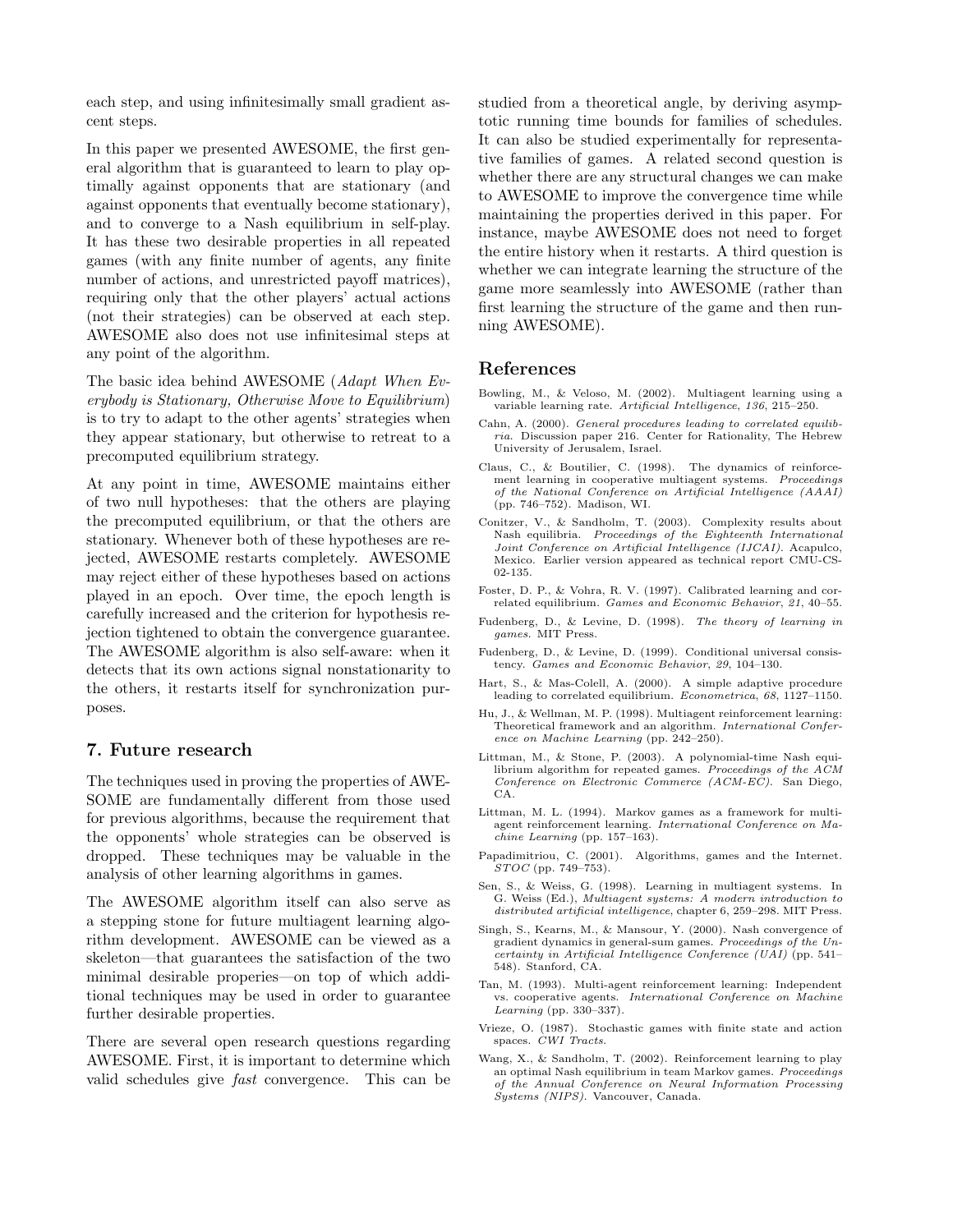each step, and using infinitesimally small gradient ascent steps.

In this paper we presented AWESOME, the first general algorithm that is guaranteed to learn to play optimally against opponents that are stationary (and against opponents that eventually become stationary), and to converge to a Nash equilibrium in self-play. It has these two desirable properties in all repeated games (with any finite number of agents, any finite number of actions, and unrestricted payoff matrices), requiring only that the other players' actual actions (not their strategies) can be observed at each step. AWESOME also does not use infinitesimal steps at any point of the algorithm.

The basic idea behind AWESOME (*Adapt When Everybody is Stationary, Otherwise Move to Equilibrium*) is to try to adapt to the other agents' strategies when they appear stationary, but otherwise to retreat to a precomputed equilibrium strategy.

At any point in time, AWESOME maintains either of two null hypotheses: that the others are playing the precomputed equilibrium, or that the others are stationary. Whenever both of these hypotheses are rejected, AWESOME restarts completely. AWESOME may reject either of these hypotheses based on actions played in an epoch. Over time, the epoch length is carefully increased and the criterion for hypothesis rejection tightened to obtain the convergence guarantee. The AWESOME algorithm is also self-aware: when it detects that its own actions signal nonstationarity to the others, it restarts itself for synchronization purposes.

## 7. Future research

The techniques used in proving the properties of AWESOME are fundamentally different from those used for previous algorithms, because the requirement that the opponents' whole strategies can be observed is dropped. These techniques may be valuable in the analysis of other learning algorithms in games.

The AWESOME algorithm itself can also serve as a stepping stone for future multiagent learning algorithm development. AWESOME can be viewed as a skeleton—that guarantees the satisfaction of the two minimal desirable properies—on top of which additional techniques may be used in order to guarantee further desirable properties.

There are several open research questions regarding AWESOME. First, it is important to determine which valid schedules give *fast* convergence. This can be studied from a theoretical angle, by deriving asymptotic running time bounds for families of schedules. It can also be studied experimentally for representative families of games. A related second question is whether there are any structural changes we can make to AWESOME to improve the convergence time while maintaining the properties derived in this paper. For instance, maybe AWESOME does not need to forget the entire history when it restarts. A third question is whether we can integrate learning the structure of the game more seamlessly into AWESOME (rather than first learning the structure of the game and then running AWESOME).

## References

Bowling, M., & Veloso, M. (2002). Multiagent learning using a variable learning rate. *Artificial Intelligence*, *136*, 215–250.

Cahn, A. (2000). *General procedures leading to correlated equilibria*. Discussion paper 216. Center for Rationality, The Hebrew University of Jerusalem, Israel.

Claus, C., & Boutilier, C. (1998). The dynamics of reinforcement learning in cooperative multiagent systems. *Proceedings of the National Conference on Artificial Intelligence (AAAI)* (pp. 746–752). Madison, WI.

Conitzer, V., & Sandholm, T. (2003). Complexity results about Nash equilibria. *Proceedings of the Eighteenth International Joint Conference on Artificial Intelligence (IJCAI)*. Acapulco, Mexico. Earlier version appeared as technical report CMU-CS-02-135.

Foster, D. P., & Vohra, R. V. (1997). Calibrated learning and correlated equilibrium. *Games and Economic Behavior*, *21*, 40–55.

Fudenberg, D., & Levine, D. (1998). *The theory of learning in games*. MIT Press.

Fudenberg, D., & Levine, D. (1999). Conditional universal consistency. *Games and Economic Behavior*, *29*, 104–130.

Hart, S., & Mas-Colell, A. (2000). A simple adaptive procedure leading to correlated equilibrium. *Econometrica*, *68*, 1127–1150.

Hu, J., & Wellman, M. P. (1998). Multiagent reinforcement learning: Theoretical framework and an algorithm. *International Conference on Machine Learning* (pp. 242–250).

Littman, M., & Stone, P. (2003). A polynomial-time Nash equilibrium algorithm for repeated games. *Proceedings of the ACM Conference on Electronic Commerce (ACM-EC)*. San Diego, CA.

Littman, M. L. (1994). Markov games as a framework for multi-agent reinforcement learning. *International Conference on Machine Learning* (pp. 157–163).

Papadimitriou, C. (2001). Algorithms, games and the Internet. *STOC* (pp. 749–753).

Sen, S., & Weiss, G. (1998). Learning in multiagent systems. In G. Weiss (Ed.), *Multiagent systems: A modern introduction to distributed artificial intelligence*, chapter 6, 259–298. MIT Press.

Singh, S., Kearns, M., & Mansour, Y. (2000). Nash convergence of gradient dynamics in general-sum games. *Proceedings of the Uncertainty in Artificial Intelligence Conference (UAI)* (pp. 541–548). Stanford, CA.

Tan, M. (1993). Multi-agent reinforcement learning: Independent vs. cooperative agents. *International Conference on Machine Learning* (pp. 330–337).

Vrieze, O. (1987). Stochastic games with finite state and action spaces. *CWI Tracts*.

Wang, X., & Sandholm, T. (2002). Reinforcement learning to play an optimal Nash equilibrium in team Markov games. *Proceedings of the Annual Conference on Neural Information Processing Systems (NIPS)*. Vancouver, Canada.